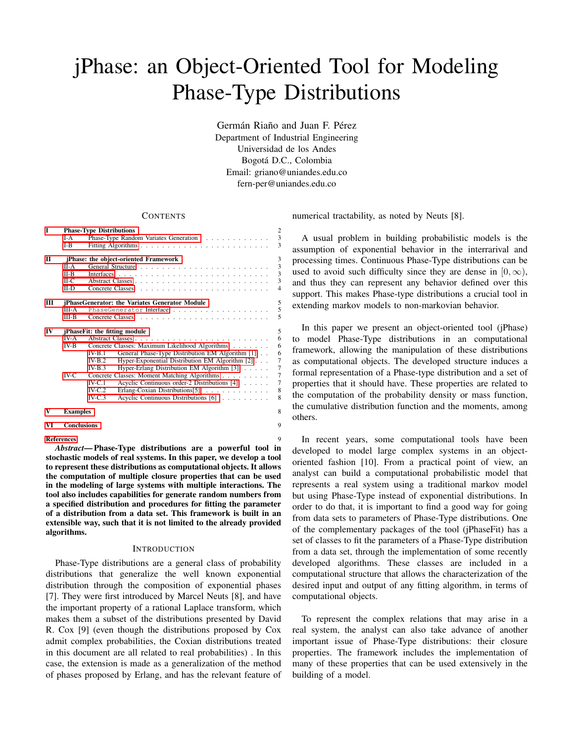# jPhase: an Object-Oriented Tool for Modeling Phase-Type Distributions

Germán Riaño and Juan F. Pérez
Department of Industrial Engineering
Universidad de los Andes
Bogotá D.C., Colombia
Email: griano@uniandes.edu.co
fern-per@uniandes.edu.co

## Contents

| | | |
|---|---|---|
| I | **Phase-Type Distributions** | 2 |
| I-A | Phase-Type Random Variates Generation | 3 |
| I-B | Fitting Algorithms | 3 |
| II | **jPhase: the object-oriented Framework** | 3 |
| II-A | General Structure | 3 |
| II-B | Interfaces | 3 |
| II-C | Abstract Classes | 3 |
| II-D | Concrete Classes | 4 |
| III | **jPhaseGenerator: the Variates Generator Module** | 5 |
| III-A | `PhaseGenerator` Interface | 5 |
| III-B | Concrete Classes | 5 |
| IV | **jPhaseFit: the fitting module** | 5 |
| IV-A | Abstract Classes | 6 |
| IV-B | Concrete Classes: Maximum Likelihood Algorithms | 6 |
| IV-B.1 | General Phase-Type Distribution EM Algorithm [1] | 6 |
| IV-B.2 | Hyper-Exponential Distribution EM Algorithm [2] | 7 |
| IV-B.3 | Hyper-Erlang Distribution EM Algorithm [3] | 7 |
| IV-C | Concrete Classes: Moment Matching Algorithms | 7 |
| IV-C.1 | Acyclic Continuous order-2 Distributions [4] | 7 |
| IV-C.2 | Erlang-Coxian Distributions[5] | 8 |
| IV-C.3 | Acyclic Continuous Distributions [6] | 8 |
| V | **Examples** | 8 |
| VI | **Conclusions** | 9 |
| | **References** | 9 |

***Abstract*— Phase-Type distributions are a powerful tool in stochastic models of real systems. In this paper, we develop a tool to represent these distributions as computational objects. It allows the computation of multiple closure properties that can be used in the modeling of large systems with multiple interactions. The tool also includes capabilities for generate random numbers from a specified distribution and procedures for fitting the parameter of a distribution from a data set. This framework is built in an extensible way, such that it is not limited to the already provided algorithms.**

## Introduction

Phase-Type distributions are a general class of probability distributions that generalize the well known exponential distribution through the composition of exponential phases [7]. They were first introduced by Marcel Neuts [8], and have the important property of a rational Laplace transform, which makes them a subset of the distributions presented by David R. Cox [9] (even though the distributions proposed by Cox admit complex probabilities, the Coxian distributions treated in this document are all related to real probabilities) . In this case, the extension is made as a generalization of the method of phases proposed by Erlang, and has the relevant feature of numerical tractability, as noted by Neuts [8].

A usual problem in building probabilistic models is the assumption of exponential behavior in the interrarival and processing times. Continuous Phase-Type distributions can be used to avoid such difficulty since they are dense in $[0, \infty)$, and thus they can represent any behavior defined over this support. This makes Phase-type distributions a crucial tool in extending markov models to non-markovian behavior.

In this paper we present an object-oriented tool (jPhase) to model Phase-Type distributions in an computational framework, allowing the manipulation of these distributions as computational objects. The developed structure induces a formal representation of a Phase-type distribution and a set of properties that it should have. These properties are related to the computation of the probability density or mass function, the cumulative distribution function and the moments, among others.

In recent years, some computational tools have been developed to model large complex systems in an object-oriented fashion [10]. From a practical point of view, an analyst can build a computational probabilistic model that represents a real system using a traditional markov model but using Phase-Type instead of exponential distributions. In order to do that, it is important to find a good way for going from data sets to parameters of Phase-Type distributions. One of the complementary packages of the tool (jPhaseFit) has a set of classes to fit the parameters of a Phase-Type distribution from a data set, through the implementation of some recently developed algorithms. These classes are included in a computational structure that allows the characterization of the desired input and output of any fitting algorithm, in terms of computational objects.

To represent the complex relations that may arise in a real system, the analyst can also take advance of another important issue of Phase-Type distributions: their closure properties. The framework includes the implementation of many of these properties that can be used extensively in the building of a model.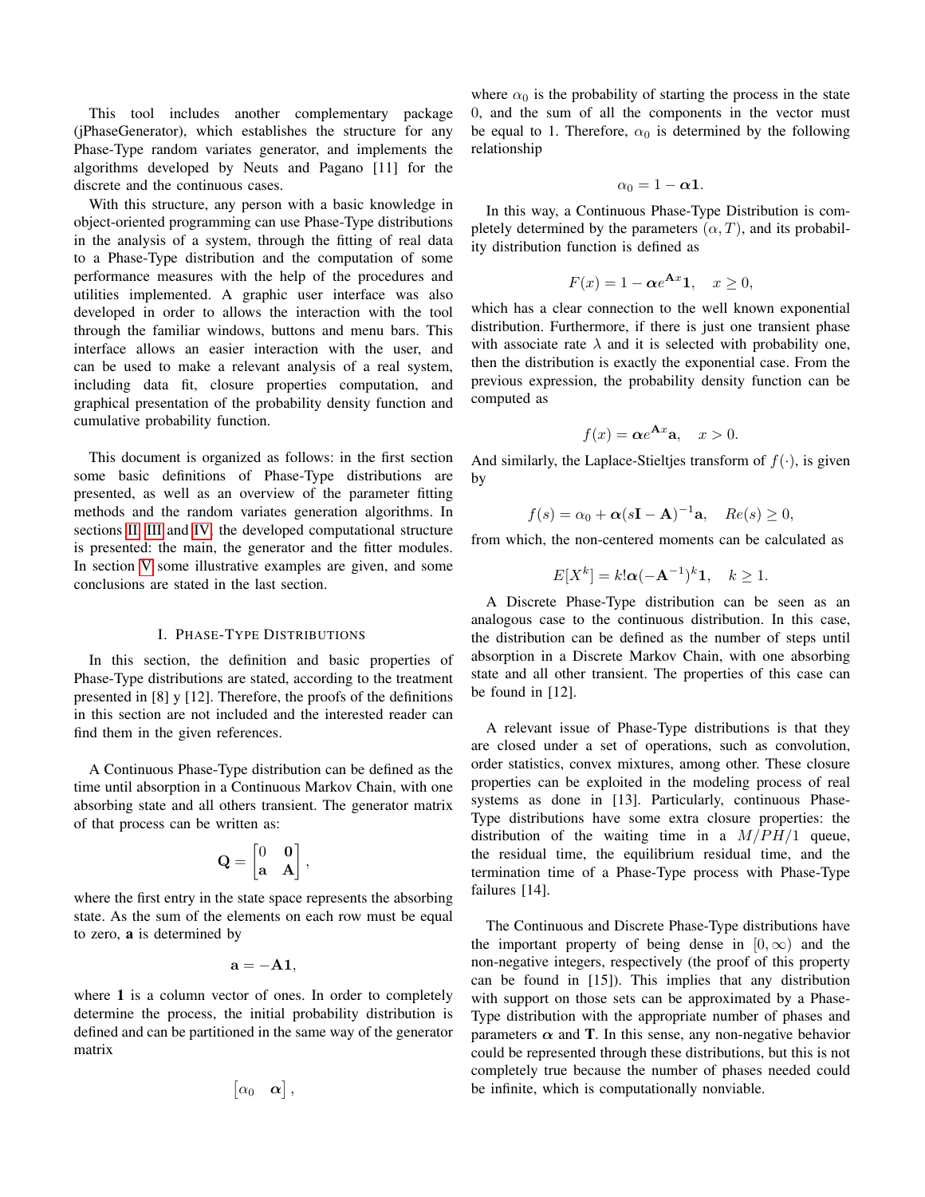This tool includes another complementary package (jPhaseGenerator), which establishes the structure for any Phase-Type random variates generator, and implements the algorithms developed by Neuts and Pagano [11] for the discrete and the continuous cases.

With this structure, any person with a basic knowledge in object-oriented programming can use Phase-Type distributions in the analysis of a system, through the fitting of real data to a Phase-Type distribution and the computation of some performance measures with the help of the procedures and utilities implemented. A graphic user interface was also developed in order to allows the interaction with the tool through the familiar windows, buttons and menu bars. This interface allows an easier interaction with the user, and can be used to make a relevant analysis of a real system, including data fit, closure properties computation, and graphical presentation of the probability density function and cumulative probability function.

This document is organized as follows: in the first section some basic definitions of Phase-Type distributions are presented, as well as an overview of the parameter fitting methods and the random variates generation algorithms. In sections II, III and IV, the developed computational structure is presented: the main, the generator and the fitter modules. In section V some illustrative examples are given, and some conclusions are stated in the last section.

# I. Phase-Type Distributions

In this section, the definition and basic properties of Phase-Type distributions are stated, according to the treatment presented in [8] y [12]. Therefore, the proofs of the definitions in this section are not included and the interested reader can find them in the given references.

A Continuous Phase-Type distribution can be defined as the time until absorption in a Continuous Markov Chain, with one absorbing state and all others transient. The generator matrix of that process can be written as:

$$\mathbf{Q} = \begin{bmatrix} 0 & \mathbf{0} \\ \mathbf{a} & \mathbf{A} \end{bmatrix},$$

where the first entry in the state space represents the absorbing state. As the sum of the elements on each row must be equal to zero, $\mathbf{a}$ is determined by

$$\mathbf{a} = -\mathbf{A}\mathbf{1},$$

where $\mathbf{1}$ is a column vector of ones. In order to completely determine the process, the initial probability distribution is defined and can be partitioned in the same way of the generator matrix

$$\begin{bmatrix} \alpha_0 & \boldsymbol{\alpha} \end{bmatrix},$$

where $\alpha_0$ is the probability of starting the process in the state 0, and the sum of all the components in the vector must be equal to 1. Therefore, $\alpha_0$ is determined by the following relationship

$$\alpha_0 = 1 - \boldsymbol{\alpha}\mathbf{1}.$$

In this way, a Continuous Phase-Type Distribution is completely determined by the parameters $(\alpha, T)$, and its probability distribution function is defined as

$$F(x) = 1 - \boldsymbol{\alpha} e^{\mathbf{A}x}\mathbf{1}, \quad x \geq 0,$$

which has a clear connection to the well known exponential distribution. Furthermore, if there is just one transient phase with associate rate $\lambda$ and it is selected with probability one, then the distribution is exactly the exponential case. From the previous expression, the probability density function can be computed as

$$f(x) = \boldsymbol{\alpha} e^{\mathbf{A}x}\mathbf{a}, \quad x > 0.$$

And similarly, the Laplace-Stieltjes transform of $f(\cdot)$, is given by

$$f(s) = \alpha_0 + \boldsymbol{\alpha}(s\mathbf{I} - \mathbf{A})^{-1}\mathbf{a}, \quad Re(s) \geq 0,$$

from which, the non-centered moments can be calculated as

$$E[X^k] = k!\boldsymbol{\alpha}(-\mathbf{A}^{-1})^k\mathbf{1}, \quad k \geq 1.$$

A Discrete Phase-Type distribution can be seen as an analogous case to the continuous distribution. In this case, the distribution can be defined as the number of steps until absorption in a Discrete Markov Chain, with one absorbing state and all other transient. The properties of this case can be found in [12].

A relevant issue of Phase-Type distributions is that they are closed under a set of operations, such as convolution, order statistics, convex mixtures, among other. These closure properties can be exploited in the modeling process of real systems as done in [13]. Particularly, continuous Phase-Type distributions have some extra closure properties: the distribution of the waiting time in a $M/PH/1$ queue, the residual time, the equilibrium residual time, and the termination time of a Phase-Type process with Phase-Type failures [14].

The Continuous and Discrete Phase-Type distributions have the important property of being dense in $[0, \infty)$ and the non-negative integers, respectively (the proof of this property can be found in [15]). This implies that any distribution with support on those sets can be approximated by a Phase-Type distribution with the appropriate number of phases and parameters $\boldsymbol{\alpha}$ and $\mathbf{T}$. In this sense, any non-negative behavior could be represented through these distributions, but this is not completely true because the number of phases needed could be infinite, which is computationally nonviable.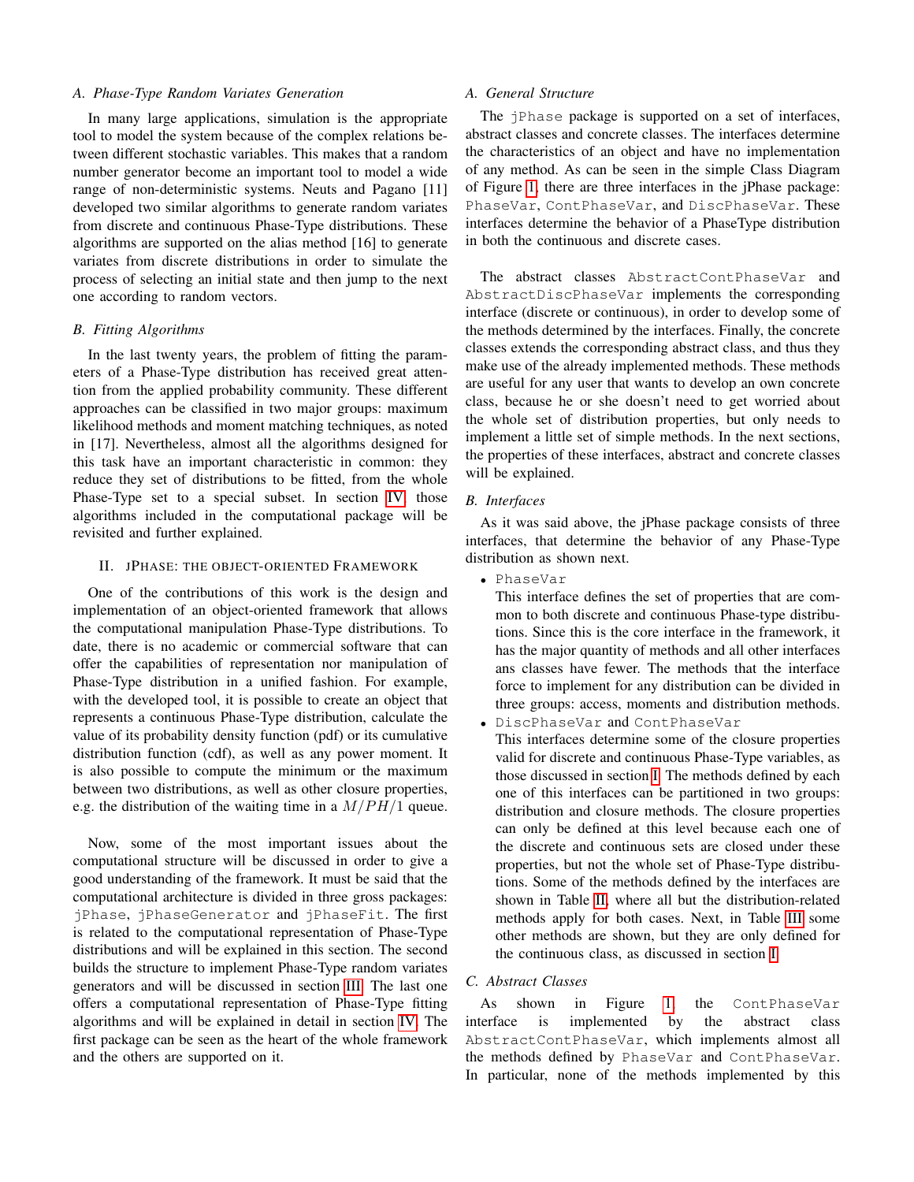### A. Phase-Type Random Variates Generation

In many large applications, simulation is the appropriate tool to model the system because of the complex relations between different stochastic variables. This makes that a random number generator become an important tool to model a wide range of non-deterministic systems. Neuts and Pagano [11] developed two similar algorithms to generate random variates from discrete and continuous Phase-Type distributions. These algorithms are supported on the alias method [16] to generate variates from discrete distributions in order to simulate the process of selecting an initial state and then jump to the next one according to random vectors.

### B. Fitting Algorithms

In the last twenty years, the problem of fitting the parameters of a Phase-Type distribution has received great attention from the applied probability community. These different approaches can be classified in two major groups: maximum likelihood methods and moment matching techniques, as noted in [17]. Nevertheless, almost all the algorithms designed for this task have an important characteristic in common: they reduce they set of distributions to be fitted, from the whole Phase-Type set to a special subset. In section IV those algorithms included in the computational package will be revisited and further explained.

## II. JPHASE: THE OBJECT-ORIENTED FRAMEWORK

One of the contributions of this work is the design and implementation of an object-oriented framework that allows the computational manipulation Phase-Type distributions. To date, there is no academic or commercial software that can offer the capabilities of representation nor manipulation of Phase-Type distribution in a unified fashion. For example, with the developed tool, it is possible to create an object that represents a continuous Phase-Type distribution, calculate the value of its probability density function (pdf) or its cumulative distribution function (cdf), as well as any power moment. It is also possible to compute the minimum or the maximum between two distributions, as well as other closure properties, e.g. the distribution of the waiting time in a $M/PH/1$ queue.

Now, some of the most important issues about the computational structure will be discussed in order to give a good understanding of the framework. It must be said that the computational architecture is divided in three gross packages: `jPhase`, `jPhaseGenerator` and `jPhaseFit`. The first is related to the computational representation of Phase-Type distributions and will be explained in this section. The second builds the structure to implement Phase-Type random variates generators and will be discussed in section III. The last one offers a computational representation of Phase-Type fitting algorithms and will be explained in detail in section IV. The first package can be seen as the heart of the whole framework and the others are supported on it.

### A. General Structure

The `jPhase` package is supported on a set of interfaces, abstract classes and concrete classes. The interfaces determine the characteristics of an object and have no implementation of any method. As can be seen in the simple Class Diagram of Figure 1, there are three interfaces in the jPhase package: `PhaseVar`, `ContPhaseVar`, and `DiscPhaseVar`. These interfaces determine the behavior of a PhaseType distribution in both the continuous and discrete cases.

The abstract classes `AbstractContPhaseVar` and `AbstractDiscPhaseVar` implements the corresponding interface (discrete or continuous), in order to develop some of the methods determined by the interfaces. Finally, the concrete classes extends the corresponding abstract class, and thus they make use of the already implemented methods. These methods are useful for any user that wants to develop an own concrete class, because he or she doesn't need to get worried about the whole set of distribution properties, but only needs to implement a little set of simple methods. In the next sections, the properties of these interfaces, abstract and concrete classes will be explained.

### B. Interfaces

As it was said above, the jPhase package consists of three interfaces, that determine the behavior of any Phase-Type distribution as shown next.

- `PhaseVar`
  This interface defines the set of properties that are common to both discrete and continuous Phase-type distributions. Since this is the core interface in the framework, it has the major quantity of methods and all other interfaces ans classes have fewer. The methods that the interface force to implement for any distribution can be divided in three groups: access, moments and distribution methods.
- `DiscPhaseVar` and `ContPhaseVar`
  This interfaces determine some of the closure properties valid for discrete and continuous Phase-Type variables, as those discussed in section I. The methods defined by each one of this interfaces can be partitioned in two groups: distribution and closure methods. The closure properties can only be defined at this level because each one of the discrete and continuous sets are closed under these properties, but not the whole set of Phase-Type distributions. Some of the methods defined by the interfaces are shown in Table II, where all but the distribution-related methods apply for both cases. Next, in Table III some other methods are shown, but they are only defined for the continuous class, as discussed in section I.

### C. Abstract Classes

As shown in Figure 1, the `ContPhaseVar` interface is implemented by the abstract class `AbstractContPhaseVar`, which implements almost all the methods defined by `PhaseVar` and `ContPhaseVar`. In particular, none of the methods implemented by this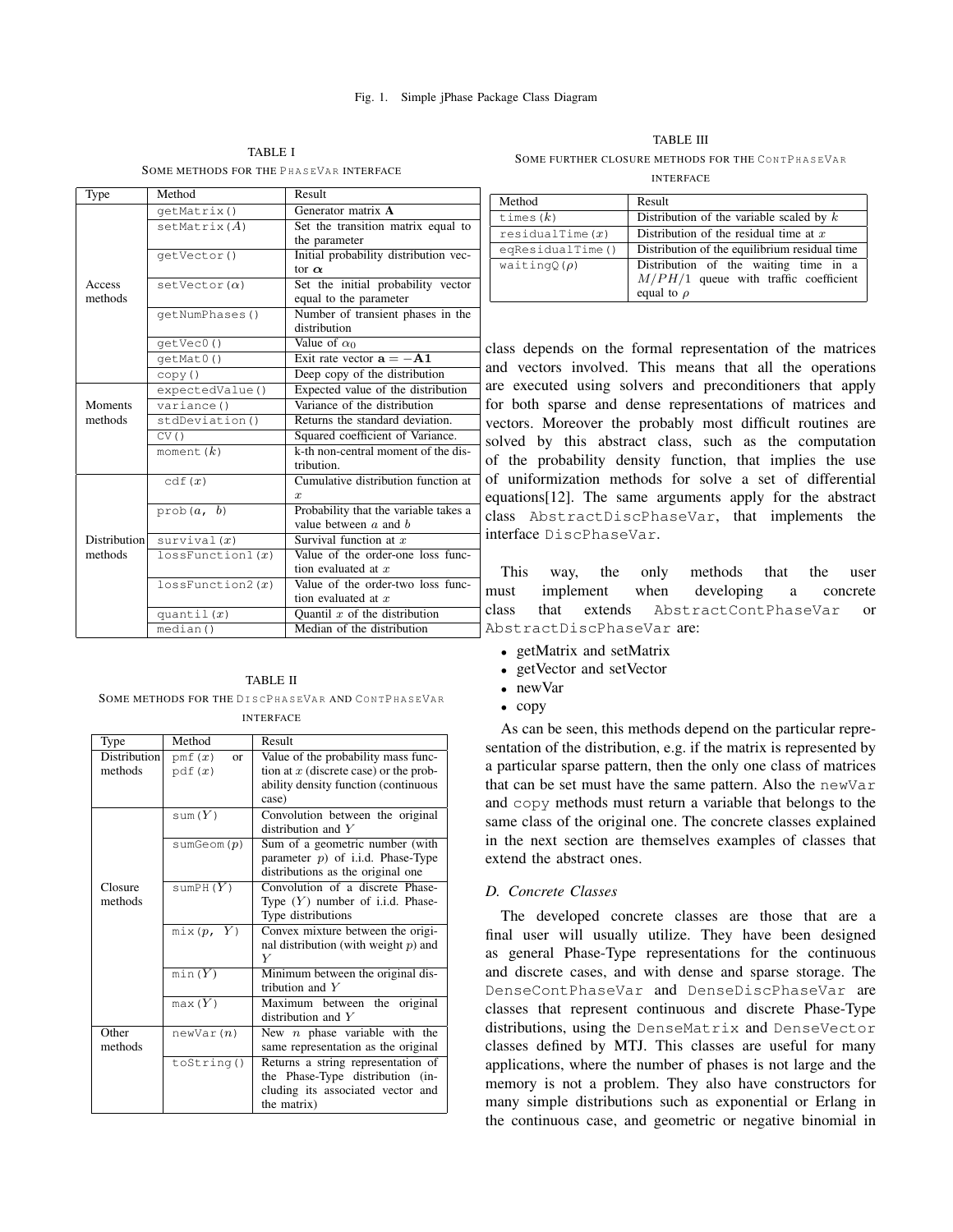Fig. 1. Simple jPhase Package Class Diagram

TABLE I
SOME METHODS FOR THE PHASEVAR INTERFACE

| Type | Method | Result |
| --- | --- | --- |
| Access methods | `getMatrix()` | Generator matrix $\mathbf{A}$ |
| | `setMatrix(`$A$`)` | Set the transition matrix equal to the parameter |
| | `getVector()` | Initial probability distribution vector $\boldsymbol{\alpha}$ |
| | `setVector(`$\alpha$`)` | Set the initial probability vector equal to the parameter |
| | `getNumPhases()` | Number of transient phases in the distribution |
| | `getVec0()` | Value of $\alpha_0$ |
| | `getMat0()` | Exit rate vector $\mathbf{a} = -\mathbf{A1}$ |
| | `copy()` | Deep copy of the distribution |
| Moments methods | `expectedValue()` | Expected value of the distribution |
| | `variance()` | Variance of the distribution |
| | `stdDeviation()` | Returns the standard deviation. |
| | `CV()` | Squared coefficient of Variance. |
| | `moment(`$k$`)` | k-th non-central moment of the distribution. |
| Distribution methods | `cdf(`$x$`)` | Cumulative distribution function at $x$ |
| | `prob(`$a$`,` $b$`)` | Probability that the variable takes a value between $a$ and $b$ |
| | `survival(`$x$`)` | Survival function at $x$ |
| | `lossFunction1(`$x$`)` | Value of the order-one loss function evaluated at $x$ |
| | `lossFunction2(`$x$`)` | Value of the order-two loss function evaluated at $x$ |
| | `quantil(`$x$`)` | Quantil $x$ of the distribution |
| | `median()` | Median of the distribution |

TABLE II
SOME METHODS FOR THE DISCPHASEVAR AND CONTPHASEVAR INTERFACE

| Type | Method | Result |
| --- | --- | --- |
| Distribution methods | `pmf(`$x$`)` or `pdf(`$x$`)` | Value of the probability mass function at $x$ (discrete case) or the probability density function (continuous case) |
| Closure methods | `sum(`$Y$`)` | Convolution between the original distribution and $Y$ |
| | `sumGeom(`$p$`)` | Sum of a geometric number (with parameter $p$) of i.i.d. Phase-Type distributions as the original one |
| | `sumPH(`$Y$`)` | Convolution of a discrete Phase-Type ($Y$) number of i.i.d. Phase-Type distributions |
| | `mix(`$p$`,` $Y$`)` | Convex mixture between the original distribution (with weight $p$) and $Y$ |
| | `min(`$Y$`)` | Minimum between the original distribution and $Y$ |
| | `max(`$Y$`)` | Maximum between the original distribution and $Y$ |
| Other methods | `newVar(`$n$`)` | New $n$ phase variable with the same representation as the original |
| | `toString()` | Returns a string representation of the Phase-Type distribution (including its associated vector and the matrix) |

TABLE III
SOME FURTHER CLOSURE METHODS FOR THE CONTPHASEVAR INTERFACE

| Method | Result |
| --- | --- |
| `times(`$k$`)` | Distribution of the variable scaled by $k$ |
| `residualTime(`$x$`)` | Distribution of the residual time at $x$ |
| `eqResidualTime()` | Distribution of the equilibrium residual time |
| `waitingQ(`$\rho$`)` | Distribution of the waiting time in a $M/PH/1$ queue with traffic coefficient equal to $\rho$ |

class depends on the formal representation of the matrices and vectors involved. This means that all the operations are executed using solvers and preconditioners that apply for both sparse and dense representations of matrices and vectors. Moreover the probably most difficult routines are solved by this abstract class, such as the computation of the probability density function, that implies the use of uniformization methods for solve a set of differential equations[12]. The same arguments apply for the abstract class `AbstractDiscPhaseVar`, that implements the interface `DiscPhaseVar`.

This way, the only methods that the user must implement when developing a concrete class that extends `AbstractContPhaseVar` or `AbstractDiscPhaseVar` are:

- getMatrix and setMatrix
- getVector and setVector
- newVar
- copy

As can be seen, this methods depend on the particular representation of the distribution, e.g. if the matrix is represented by a particular sparse pattern, then the only one class of matrices that can be set must have the same pattern. Also the `newVar` and `copy` methods must return a variable that belongs to the same class of the original one. The concrete classes explained in the next section are themselves examples of classes that extend the abstract ones.

### D. Concrete Classes

The developed concrete classes are those that are a final user will usually utilize. They have been designed as general Phase-Type representations for the continuous and discrete cases, and with dense and sparse storage. The `DenseContPhaseVar` and `DenseDiscPhaseVar` are classes that represent continuous and discrete Phase-Type distributions, using the `DenseMatrix` and `DenseVector` classes defined by MTJ. This classes are useful for many applications, where the number of phases is not large and the memory is not a problem. They also have constructors for many simple distributions such as exponential or Erlang in the continuous case, and geometric or negative binomial in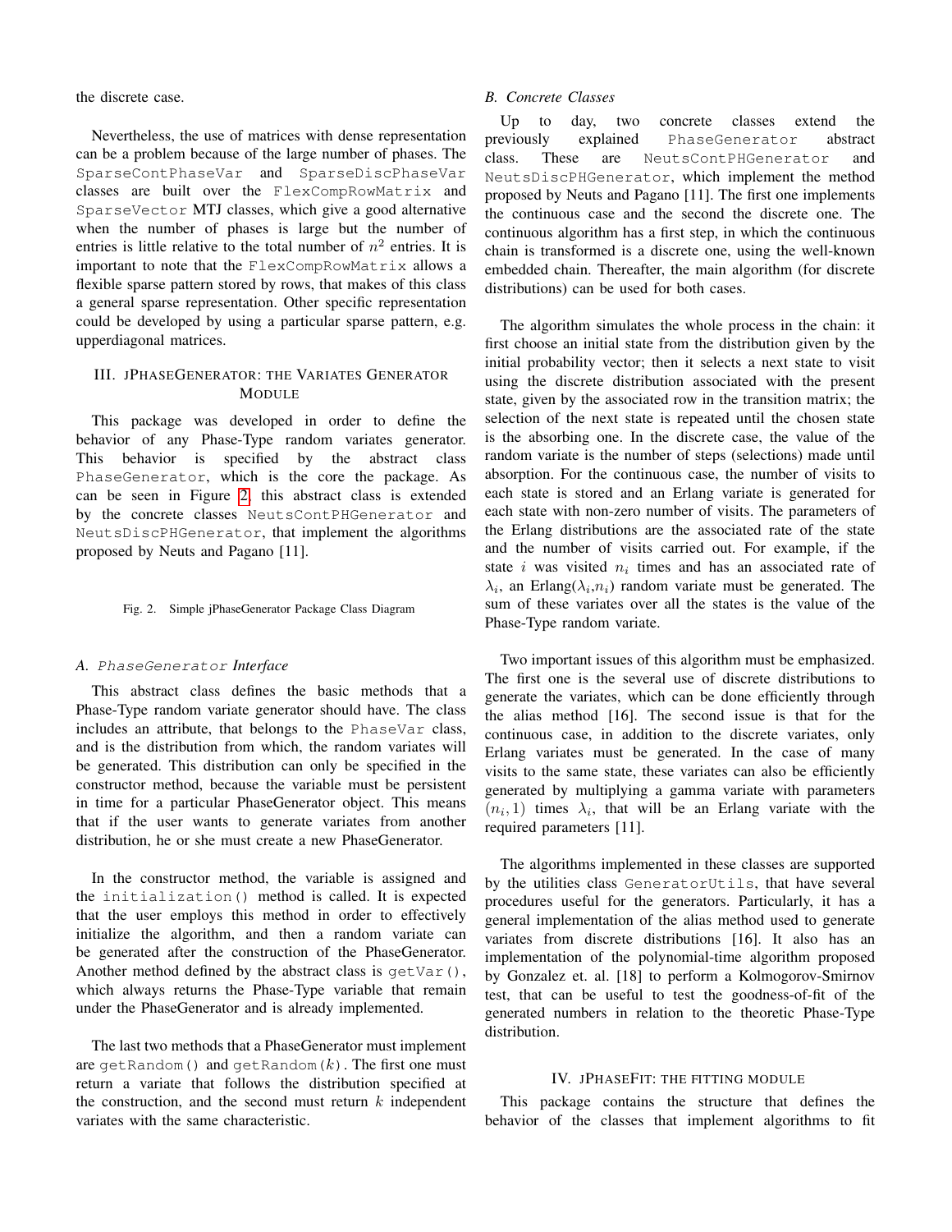the discrete case.

Nevertheless, the use of matrices with dense representation can be a problem because of the large number of phases. The SparseContPhaseVar and SparseDiscPhaseVar classes are built over the FlexCompRowMatrix and SparseVector MTJ classes, which give a good alternative when the number of phases is large but the number of entries is little relative to the total number of $n^2$ entries. It is important to note that the FlexCompRowMatrix allows a flexible sparse pattern stored by rows, that makes of this class a general sparse representation. Other specific representation could be developed by using a particular sparse pattern, e.g. upperdiagonal matrices.

## III. jPhaseGenerator: the Variates Generator Module

This package was developed in order to define the behavior of any Phase-Type random variates generator. This behavior is specified by the abstract class PhaseGenerator, which is the core the package. As can be seen in Figure 2, this abstract class is extended by the concrete classes NeutsContPHGenerator and NeutsDiscPHGenerator, that implement the algorithms proposed by Neuts and Pagano [11].

Fig. 2. Simple jPhaseGenerator Package Class Diagram

### A. *PhaseGenerator Interface*

This abstract class defines the basic methods that a Phase-Type random variate generator should have. The class includes an attribute, that belongs to the PhaseVar class, and is the distribution from which, the random variates will be generated. This distribution can only be specified in the constructor method, because the variable must be persistent in time for a particular PhaseGenerator object. This means that if the user wants to generate variates from another distribution, he or she must create a new PhaseGenerator.

In the constructor method, the variable is assigned and the initialization() method is called. It is expected that the user employs this method in order to effectively initialize the algorithm, and then a random variate can be generated after the construction of the PhaseGenerator. Another method defined by the abstract class is getVar(), which always returns the Phase-Type variable that remain under the PhaseGenerator and is already implemented.

The last two methods that a PhaseGenerator must implement are getRandom() and getRandom($k$). The first one must return a variate that follows the distribution specified at the construction, and the second must return $k$ independent variates with the same characteristic.

### B. *Concrete Classes*

Up to day, two concrete classes extend the previously explained PhaseGenerator abstract class. These are NeutsContPHGenerator and NeutsDiscPHGenerator, which implement the method proposed by Neuts and Pagano [11]. The first one implements the continuous case and the second the discrete one. The continuous algorithm has a first step, in which the continuous chain is transformed is a discrete one, using the well-known embedded chain. Thereafter, the main algorithm (for discrete distributions) can be used for both cases.

The algorithm simulates the whole process in the chain: it first choose an initial state from the distribution given by the initial probability vector; then it selects a next state to visit using the discrete distribution associated with the present state, given by the associated row in the transition matrix; the selection of the next state is repeated until the chosen state is the absorbing one. In the discrete case, the value of the random variate is the number of steps (selections) made until absorption. For the continuous case, the number of visits to each state is stored and an Erlang variate is generated for each state with non-zero number of visits. The parameters of the Erlang distributions are the associated rate of the state and the number of visits carried out. For example, if the state $i$ was visited $n_i$ times and has an associated rate of $\lambda_i$, an Erlang($\lambda_i$,$n_i$) random variate must be generated. The sum of these variates over all the states is the value of the Phase-Type random variate.

Two important issues of this algorithm must be emphasized. The first one is the several use of discrete distributions to generate the variates, which can be done efficiently through the alias method [16]. The second issue is that for the continuous case, in addition to the discrete variates, only Erlang variates must be generated. In the case of many visits to the same state, these variates can also be efficiently generated by multiplying a gamma variate with parameters $(n_i, 1)$ times $\lambda_i$, that will be an Erlang variate with the required parameters [11].

The algorithms implemented in these classes are supported by the utilities class GeneratorUtils, that have several procedures useful for the generators. Particularly, it has a general implementation of the alias method used to generate variates from discrete distributions [16]. It also has an implementation of the polynomial-time algorithm proposed by Gonzalez et. al. [18] to perform a Kolmogorov-Smirnov test, that can be useful to test the goodness-of-fit of the generated numbers in relation to the theoretic Phase-Type distribution.

## IV. jPhaseFit: the fitting module

This package contains the structure that defines the behavior of the classes that implement algorithms to fit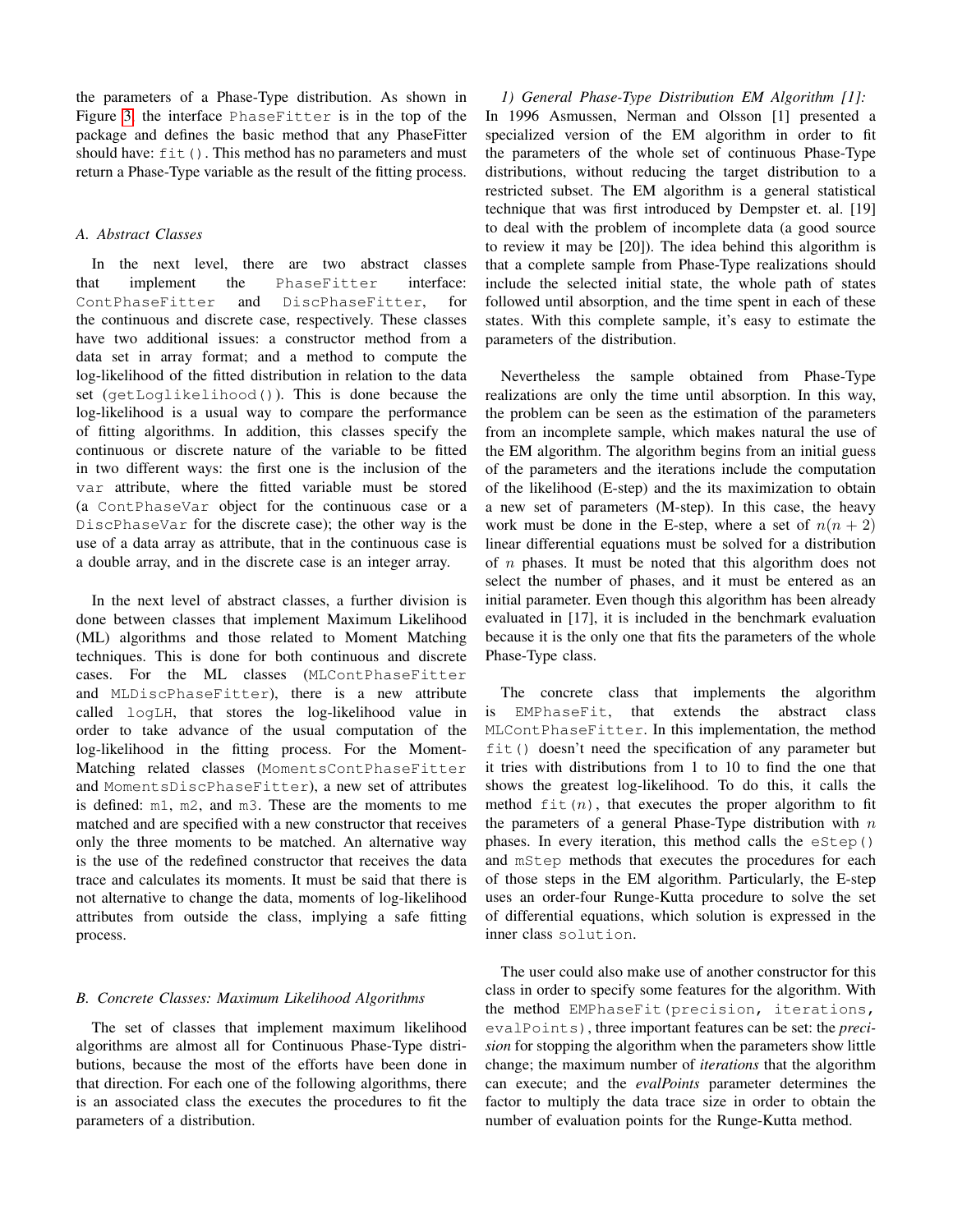the parameters of a Phase-Type distribution. As shown in Figure 3 the interface `PhaseFitter` is in the top of the package and defines the basic method that any PhaseFitter should have: `fit()`. This method has no parameters and must return a Phase-Type variable as the result of the fitting process.

### A. Abstract Classes

In the next level, there are two abstract classes that implement the `PhaseFitter` interface: `ContPhaseFitter` and `DiscPhaseFitter`, for the continuous and discrete case, respectively. These classes have two additional issues: a constructor method from a data set in array format; and a method to compute the log-likelihood of the fitted distribution in relation to the data set (`getLoglikelihood()`). This is done because the log-likelihood is a usual way to compare the performance of fitting algorithms. In addition, this classes specify the continuous or discrete nature of the variable to be fitted in two different ways: the first one is the inclusion of the `var` attribute, where the fitted variable must be stored (a `ContPhaseVar` object for the continuous case or a `DiscPhaseVar` for the discrete case); the other way is the use of a data array as attribute, that in the continuous case is a double array, and in the discrete case is an integer array.

In the next level of abstract classes, a further division is done between classes that implement Maximum Likelihood (ML) algorithms and those related to Moment Matching techniques. This is done for both continuous and discrete cases. For the ML classes (`MLContPhaseFitter` and `MLDiscPhaseFitter`), there is a new attribute called `logLH`, that stores the log-likelihood value in order to take advance of the usual computation of the log-likelihood in the fitting process. For the Moment-Matching related classes (`MomentsContPhaseFitter` and `MomentsDiscPhaseFitter`), a new set of attributes is defined: `m1`, `m2`, and `m3`. These are the moments to me matched and are specified with a new constructor that receives only the three moments to be matched. An alternative way is the use of the redefined constructor that receives the data trace and calculates its moments. It must be said that there is not alternative to change the data, moments of log-likelihood attributes from outside the class, implying a safe fitting process.

### B. Concrete Classes: Maximum Likelihood Algorithms

The set of classes that implement maximum likelihood algorithms are almost all for Continuous Phase-Type distributions, because the most of the efforts have been done in that direction. For each one of the following algorithms, there is an associated class the executes the procedures to fit the parameters of a distribution.

#### 1) General Phase-Type Distribution EM Algorithm [1]:

In 1996 Asmussen, Nerman and Olsson [1] presented a specialized version of the EM algorithm in order to fit the parameters of the whole set of continuous Phase-Type distributions, without reducing the target distribution to a restricted subset. The EM algorithm is a general statistical technique that was first introduced by Dempster et. al. [19] to deal with the problem of incomplete data (a good source to review it may be [20]). The idea behind this algorithm is that a complete sample from Phase-Type realizations should include the selected initial state, the whole path of states followed until absorption, and the time spent in each of these states. With this complete sample, it's easy to estimate the parameters of the distribution.

Nevertheless the sample obtained from Phase-Type realizations are only the time until absorption. In this way, the problem can be seen as the estimation of the parameters from an incomplete sample, which makes natural the use of the EM algorithm. The algorithm begins from an initial guess of the parameters and the iterations include the computation of the likelihood (E-step) and the its maximization to obtain a new set of parameters (M-step). In this case, the heavy work must be done in the E-step, where a set of $n(n+2)$ linear differential equations must be solved for a distribution of $n$ phases. It must be noted that this algorithm does not select the number of phases, and it must be entered as an initial parameter. Even though this algorithm has been already evaluated in [17], it is included in the benchmark evaluation because it is the only one that fits the parameters of the whole Phase-Type class.

The concrete class that implements the algorithm is `EMPhaseFit`, that extends the abstract class `MLContPhaseFitter`. In this implementation, the method `fit()` doesn't need the specification of any parameter but it tries with distributions from 1 to 10 to find the one that shows the greatest log-likelihood. To do this, it calls the method `fit(`$n$`)`, that executes the proper algorithm to fit the parameters of a general Phase-Type distribution with $n$ phases. In every iteration, this method calls the `eStep()` and `mStep` methods that executes the procedures for each of those steps in the EM algorithm. Particularly, the E-step uses an order-four Runge-Kutta procedure to solve the set of differential equations, which solution is expressed in the inner class `solution`.

The user could also make use of another constructor for this class in order to specify some features for the algorithm. With the method `EMPhaseFit(precision, iterations, evalPoints)`, three important features can be set: the *precision* for stopping the algorithm when the parameters show little change; the maximum number of *iterations* that the algorithm can execute; and the *evalPoints* parameter determines the factor to multiply the data trace size in order to obtain the number of evaluation points for the Runge-Kutta method.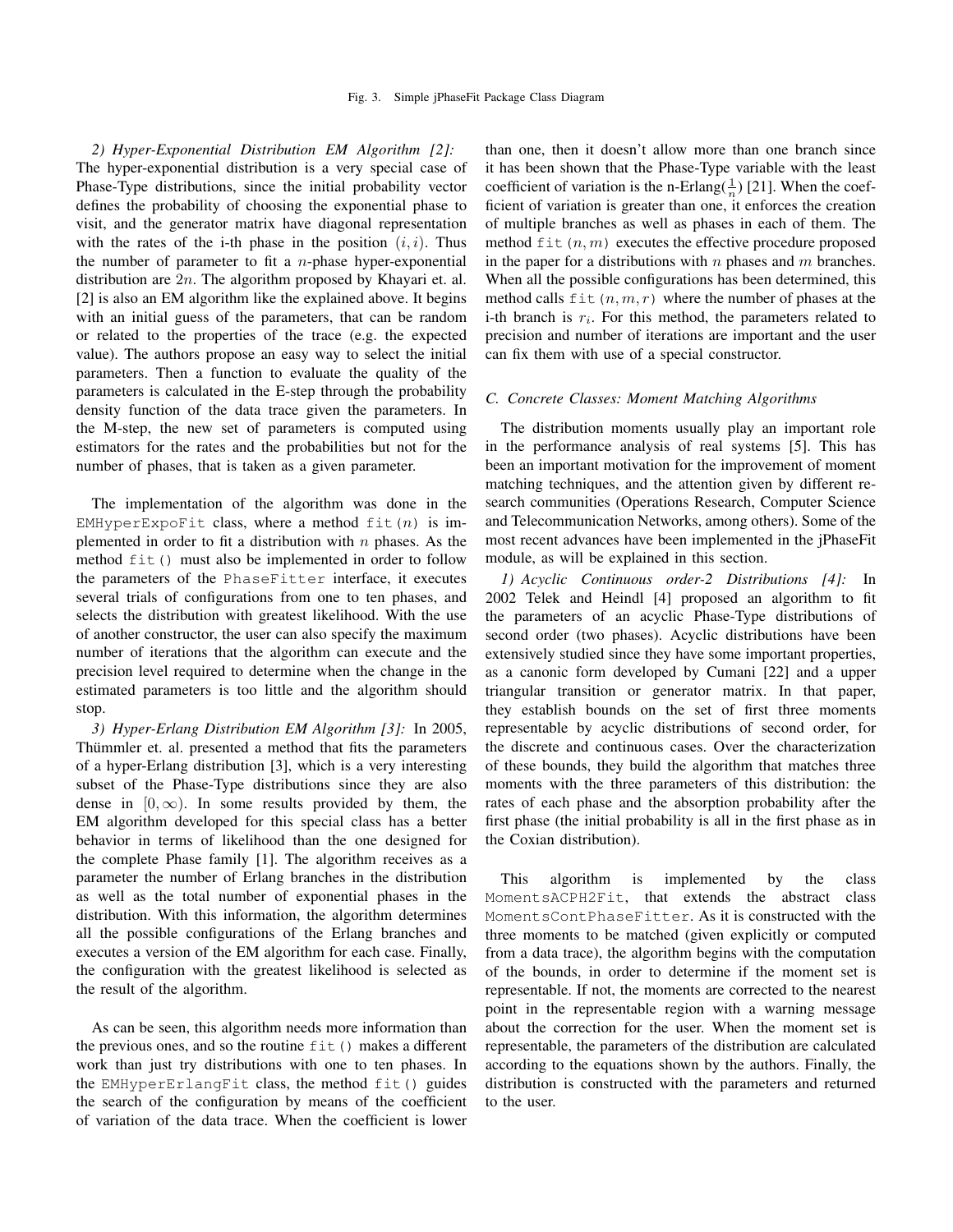Fig. 3. Simple jPhaseFit Package Class Diagram

*2) Hyper-Exponential Distribution EM Algorithm [2]:* The hyper-exponential distribution is a very special case of Phase-Type distributions, since the initial probability vector defines the probability of choosing the exponential phase to visit, and the generator matrix have diagonal representation with the rates of the i-th phase in the position $(i, i)$. Thus the number of parameter to fit a $n$-phase hyper-exponential distribution are $2n$. The algorithm proposed by Khayari et. al. [2] is also an EM algorithm like the explained above. It begins with an initial guess of the parameters, that can be random or related to the properties of the trace (e.g. the expected value). The authors propose an easy way to select the initial parameters. Then a function to evaluate the quality of the parameters is calculated in the E-step through the probability density function of the data trace given the parameters. In the M-step, the new set of parameters is computed using estimators for the rates and the probabilities but not for the number of phases, that is taken as a given parameter.

The implementation of the algorithm was done in the `EMHyperExpoFit` class, where a method `fit(`$n$`)` is implemented in order to fit a distribution with $n$ phases. As the method `fit()` must also be implemented in order to follow the parameters of the `PhaseFitter` interface, it executes several trials of configurations from one to ten phases, and selects the distribution with greatest likelihood. With the use of another constructor, the user can also specify the maximum number of iterations that the algorithm can execute and the precision level required to determine when the change in the estimated parameters is too little and the algorithm should stop.

*3) Hyper-Erlang Distribution EM Algorithm [3]:* In 2005, Thümmler et. al. presented a method that fits the parameters of a hyper-Erlang distribution [3], which is a very interesting subset of the Phase-Type distributions since they are also dense in $[0, \infty)$. In some results provided by them, the EM algorithm developed for this special class has a better behavior in terms of likelihood than the one designed for the complete Phase family [1]. The algorithm receives as a parameter the number of Erlang branches in the distribution as well as the total number of exponential phases in the distribution. With this information, the algorithm determines all the possible configurations of the Erlang branches and executes a version of the EM algorithm for each case. Finally, the configuration with the greatest likelihood is selected as the result of the algorithm.

As can be seen, this algorithm needs more information than the previous ones, and so the routine `fit()` makes a different work than just try distributions with one to ten phases. In the `EMHyperErlangFit` class, the method `fit()` guides the search of the configuration by means of the coefficient of variation of the data trace. When the coefficient is lower than one, then it doesn't allow more than one branch since it has been shown that the Phase-Type variable with the least coefficient of variation is the n-Erlang($\frac{1}{n}$) [21]. When the coefficient of variation is greater than one, it enforces the creation of multiple branches as well as phases in each of them. The method `fit(`$n, m$`)` executes the effective procedure proposed in the paper for a distributions with $n$ phases and $m$ branches. When all the possible configurations has been determined, this method calls `fit(`$n, m, r$`)` where the number of phases at the i-th branch is $r_i$. For this method, the parameters related to precision and number of iterations are important and the user can fix them with use of a special constructor.

### C. Concrete Classes: Moment Matching Algorithms

The distribution moments usually play an important role in the performance analysis of real systems [5]. This has been an important motivation for the improvement of moment matching techniques, and the attention given by different research communities (Operations Research, Computer Science and Telecommunication Networks, among others). Some of the most recent advances have been implemented in the jPhaseFit module, as will be explained in this section.

*1) Acyclic Continuous order-2 Distributions [4]:* In 2002 Telek and Heindl [4] proposed an algorithm to fit the parameters of an acyclic Phase-Type distributions of second order (two phases). Acyclic distributions have been extensively studied since they have some important properties, as a canonic form developed by Cumani [22] and a upper triangular transition or generator matrix. In that paper, they establish bounds on the set of first three moments representable by acyclic distributions of second order, for the discrete and continuous cases. Over the characterization of these bounds, they build the algorithm that matches three moments with the three parameters of this distribution: the rates of each phase and the absorption probability after the first phase (the initial probability is all in the first phase as in the Coxian distribution).

This algorithm is implemented by the class `MomentsACPH2Fit`, that extends the abstract class `MomentsContPhaseFitter`. As it is constructed with the three moments to be matched (given explicitly or computed from a data trace), the algorithm begins with the computation of the bounds, in order to determine if the moment set is representable. If not, the moments are corrected to the nearest point in the representable region with a warning message about the correction for the user. When the moment set is representable, the parameters of the distribution are calculated according to the equations shown by the authors. Finally, the distribution is constructed with the parameters and returned to the user.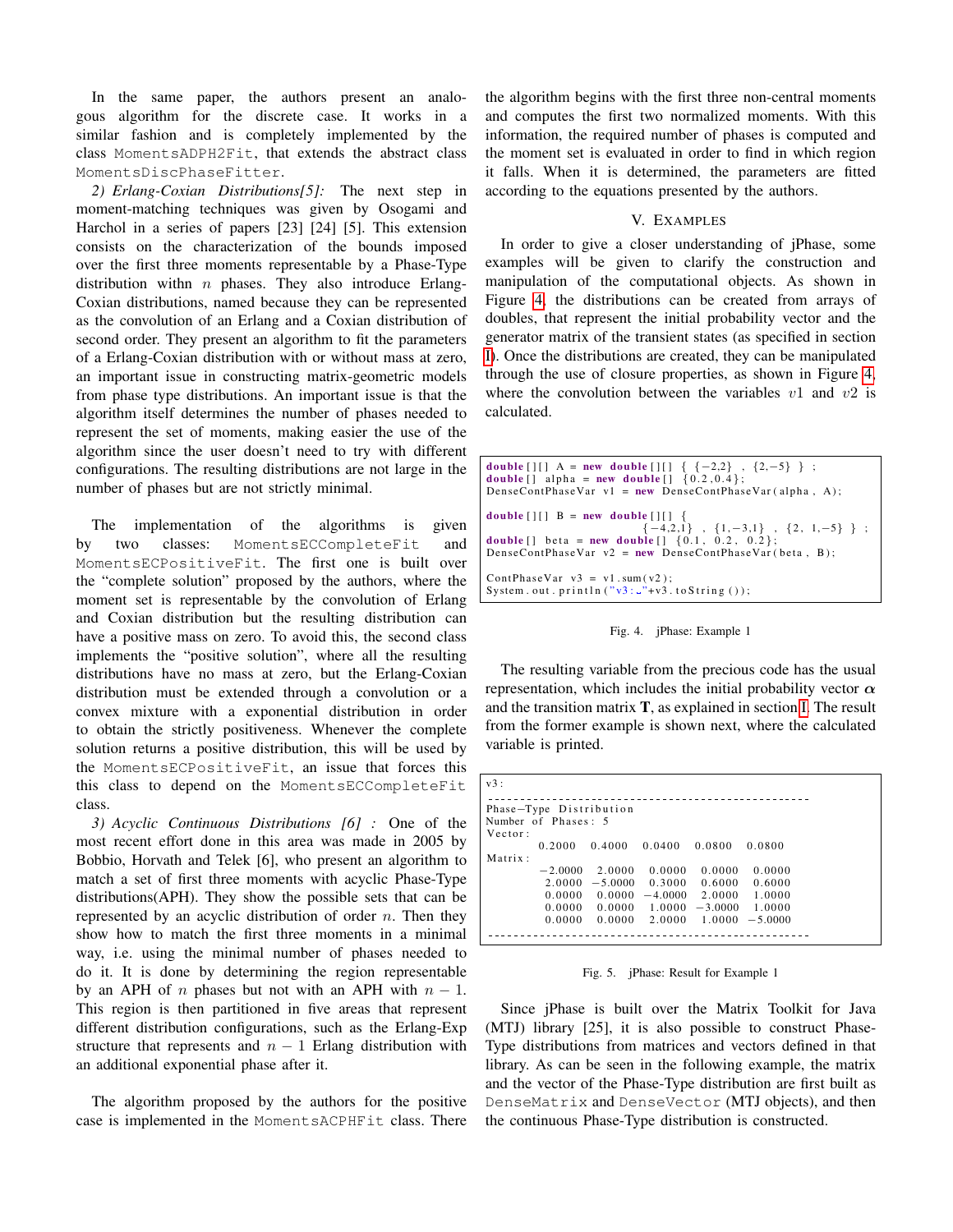In the same paper, the authors present an analogous algorithm for the discrete case. It works in a similar fashion and is completely implemented by the class `MomentsADPH2Fit`, that extends the abstract class `MomentsDiscPhaseFitter`.

*2) Erlang-Coxian Distributions[5]:* The next step in moment-matching techniques was given by Osogami and Harchol in a series of papers [23] [24] [5]. This extension consists on the characterization of the bounds imposed over the first three moments representable by a Phase-Type distribution withn $n$ phases. They also introduce Erlang-Coxian distributions, named because they can be represented as the convolution of an Erlang and a Coxian distribution of second order. They present an algorithm to fit the parameters of a Erlang-Coxian distribution with or without mass at zero, an important issue in constructing matrix-geometric models from phase type distributions. An important issue is that the algorithm itself determines the number of phases needed to represent the set of moments, making easier the use of the algorithm since the user doesn't need to try with different configurations. The resulting distributions are not large in the number of phases but are not strictly minimal.

The implementation of the algorithms is given by two classes: `MomentsECCompleteFit` and `MomentsECPositiveFit`. The first one is built over the "complete solution" proposed by the authors, where the moment set is representable by the convolution of Erlang and Coxian distribution but the resulting distribution can have a positive mass on zero. To avoid this, the second class implements the "positive solution", where all the resulting distributions have no mass at zero, but the Erlang-Coxian distribution must be extended through a convolution or a convex mixture with a exponential distribution in order to obtain the strictly positiveness. Whenever the complete solution returns a positive distribution, this will be used by the `MomentsECPositiveFit`, an issue that forces this this class to depend on the `MomentsECCompleteFit` class.

*3) Acyclic Continuous Distributions [6] :* One of the most recent effort done in this area was made in 2005 by Bobbio, Horvath and Telek [6], who present an algorithm to match a set of first three moments with acyclic Phase-Type distributions(APH). They show the possible sets that can be represented by an acyclic distribution of order $n$. Then they show how to match the first three moments in a minimal way, i.e. using the minimal number of phases needed to do it. It is done by determining the region representable by an APH of $n$ phases but not with an APH with $n-1$. This region is then partitioned in five areas that represent different distribution configurations, such as the Erlang-Exp structure that represents and $n-1$ Erlang distribution with an additional exponential phase after it.

The algorithm proposed by the authors for the positive case is implemented in the `MomentsACPHFit` class. There the algorithm begins with the first three non-central moments and computes the first two normalized moments. With this information, the required number of phases is computed and the moment set is evaluated in order to find in which region it falls. When it is determined, the parameters are fitted according to the equations presented by the authors.

## V. Examples

In order to give a closer understanding of jPhase, some examples will be given to clarify the construction and manipulation of the computational objects. As shown in Figure 4, the distributions can be created from arrays of doubles, that represent the initial probability vector and the generator matrix of the transient states (as specified in section I). Once the distributions are created, they can be manipulated through the use of closure properties, as shown in Figure 4, where the convolution between the variables $v1$ and $v2$ is calculated.

```
double[][] A = new double[][] { {-2,2} , {2,-5} } ;
double[] alpha = new double[] {0.2,0.4};
DenseContPhaseVar v1 = new DenseContPhaseVar(alpha, A);

double[][] B = new double[][] {
                              {-4,2,1} , {1,-3,1} , {2, 1,-5} } ;
double[] beta = new double[] {0.1, 0.2, 0.2};
DenseContPhaseVar v2 = new DenseContPhaseVar(beta, B);

ContPhaseVar v3 = v1.sum(v2);
System.out.println("v3: "+v3.toString());
```

Fig. 4. jPhase: Example 1

The resulting variable from the precious code has the usual representation, which includes the initial probability vector $\boldsymbol{\alpha}$ and the transition matrix $\mathbf{T}$, as explained in section I. The result from the former example is shown next, where the calculated variable is printed.

```
v3:
---------------------------------------------------
Phase-Type Distribution
Number of Phases: 5
Vector:
        0.2000   0.4000   0.0400   0.0800   0.0800
Matrix:
       -2.0000   2.0000   0.0000   0.0000   0.0000
        2.0000  -5.0000   0.3000   0.6000   0.6000
        0.0000   0.0000  -4.0000   2.0000   1.0000
        0.0000   0.0000   1.0000  -3.0000   1.0000
        0.0000   0.0000   2.0000   1.0000  -5.0000
---------------------------------------------------
```

Fig. 5. jPhase: Result for Example 1

Since jPhase is built over the Matrix Toolkit for Java (MTJ) library [25], it is also possible to construct Phase-Type distributions from matrices and vectors defined in that library. As can be seen in the following example, the matrix and the vector of the Phase-Type distribution are first built as `DenseMatrix` and `DenseVector` (MTJ objects), and then the continuous Phase-Type distribution is constructed.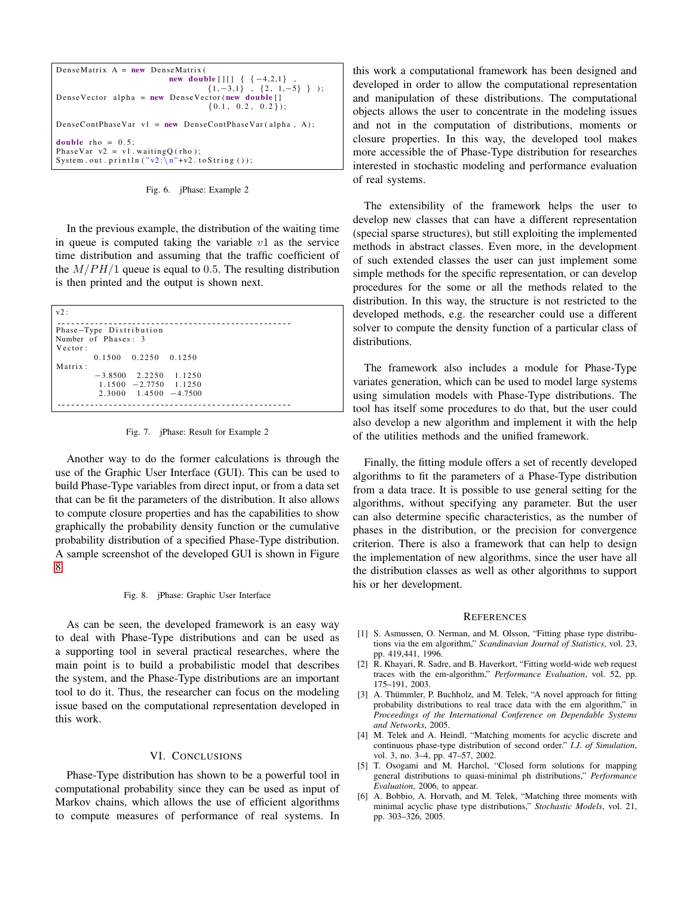```
DenseMatrix A = new DenseMatrix(
                        new double[][] { {-4,2,1} ,
                                {1,-3,1} , {2, 1,-5} } );
DenseVector alpha = new DenseVector(new double[]
                                {0.1, 0.2, 0.2});

DenseContPhaseVar v1 = new DenseContPhaseVar(alpha, A);

double rho = 0.5;
PhaseVar v2 = v1.waitingQ(rho);
System.out.println("v2:\n"+v2.toString());
```

Fig. 6. jPhase: Example 2

In the previous example, the distribution of the waiting time in queue is computed taking the variable $v1$ as the service time distribution and assuming that the traffic coefficient of the $M/PH/1$ queue is equal to $0.5$. The resulting distribution is then printed and the output is shown next.

```
v2:
--------------------------------------------------
Phase-Type Distribution
Number of Phases: 3
Vector:
        0.1500   0.2250   0.1250
Matrix:
        -3.8500   2.2250   1.1250
         1.1500  -2.7750   1.1250
         2.3000   1.4500  -4.7500
--------------------------------------------------
```

Fig. 7. jPhase: Result for Example 2

Another way to do the former calculations is through the use of the Graphic User Interface (GUI). This can be used to build Phase-Type variables from direct input, or from a data set that can be fit the parameters of the distribution. It also allows to compute closure properties and has the capabilities to show graphically the probability density function or the cumulative probability distribution of a specified Phase-Type distribution. A sample screenshot of the developed GUI is shown in Figure 8.

Fig. 8. jPhase: Graphic User Interface

As can be seen, the developed framework is an easy way to deal with Phase-Type distributions and can be used as a supporting tool in several practical researches, where the main point is to build a probabilistic model that describes the system, and the Phase-Type distributions are an important tool to do it. Thus, the researcher can focus on the modeling issue based on the computational representation developed in this work.

## VI. Conclusions

Phase-Type distribution has shown to be a powerful tool in computational probability since they can be used as input of Markov chains, which allows the use of efficient algorithms to compute measures of performance of real systems. In this work a computational framework has been designed and developed in order to allow the computational representation and manipulation of these distributions. The computational objects allows the user to concentrate in the modeling issues and not in the computation of distributions, moments or closure properties. In this way, the developed tool makes more accessible the of Phase-Type distribution for researches interested in stochastic modeling and performance evaluation of real systems.

The extensibility of the framework helps the user to develop new classes that can have a different representation (special sparse structures), but still exploiting the implemented methods in abstract classes. Even more, in the development of such extended classes the user can just implement some simple methods for the specific representation, or can develop procedures for the some or all the methods related to the distribution. In this way, the structure is not restricted to the developed methods, e.g. the researcher could use a different solver to compute the density function of a particular class of distributions.

The framework also includes a module for Phase-Type variates generation, which can be used to model large systems using simulation models with Phase-Type distributions. The tool has itself some procedures to do that, but the user could also develop a new algorithm and implement it with the help of the utilities methods and the unified framework.

Finally, the fitting module offers a set of recently developed algorithms to fit the parameters of a Phase-Type distribution from a data trace. It is possible to use general setting for the algorithms, without specifying any parameter. But the user can also determine specific characteristics, as the number of phases in the distribution, or the precision for convergence criterion. There is also a framework that can help to design the implementation of new algorithms, since the user have all the distribution classes as well as other algorithms to support his or her development.

## References

[1] S. Asmussen, O. Nerman, and M. Olsson, "Fitting phase type distributions via the em algorithm," *Scandinavian Journal of Statistics*, vol. 23, pp. 419,441, 1996.

[2] R. Khayari, R. Sadre, and B. Haverkort, "Fitting world-wide web request traces with the em-algorithm," *Performance Evaluation*, vol. 52, pp. 175–191, 2003.

[3] A. Thümmler, P. Buchholz, and M. Telek, "A novel approach for fitting probability distributions to real trace data with the em algorithm," in *Proceedings of the International Conference on Dependable Systems and Networks*, 2005.

[4] M. Telek and A. Heindl, "Matching moments for acyclic discrete and continuous phase-type distribution of second order." *I.J. of Simulation*, vol. 3, no. 3–4, pp. 47–57, 2002.

[5] T. Osogami and M. Harchol, "Closed form solutions for mapping general distributions to quasi-minimal ph distributions," *Performance Evaluation*, 2006, to appear.

[6] A. Bobbio, A. Horvath, and M. Telek, "Matching three moments with minimal acyclic phase type distributions," *Stochastic Models*, vol. 21, pp. 303–326, 2005.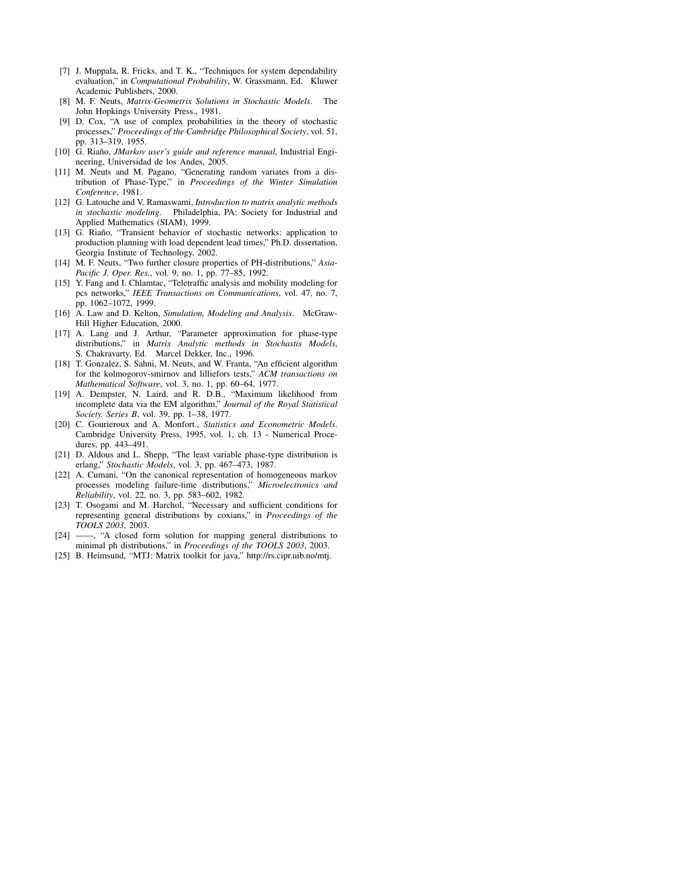[7] J. Muppala, R. Fricks, and T. K., "Techniques for system dependability evaluation," in *Computational Probability*, W. Grassmann, Ed. Kluwer Academic Publishers, 2000.

[8] M. F. Neuts, *Matrix-Geometrix Solutions in Stochastic Models*. The John Hopkings University Press., 1981.

[9] D. Cox, "A use of complex probabilities in the theory of stochastic processes," *Proceedings of the Cambridge Philosophical Society*, vol. 51, pp. 313–319, 1955.

[10] G. Riaño, *JMarkov user's guide and reference manual*, Industrial Engineering, Universidad de los Andes, 2005.

[11] M. Neuts and M. Pagano, "Generating random variates from a distribution of Phase-Type," in *Proceedings of the Winter Simulation Conference*, 1981.

[12] G. Latouche and V. Ramaswami, *Introduction to matrix analytic methods in stochastic modeling*. Philadelphia, PA: Society for Industrial and Applied Mathematics (SIAM), 1999.

[13] G. Riaño, "Transient behavior of stochastic networks: application to production planning with load dependent lead times," Ph.D. dissertation, Georgia Institute of Technology, 2002.

[14] M. F. Neuts, "Two further closure properties of PH-distributions," *Asia-Pacific J. Oper. Res.*, vol. 9, no. 1, pp. 77–85, 1992.

[15] Y. Fang and I. Chlamtac, "Teletraffic analysis and mobility modeling for pcs networks," *IEEE Transactions on Communications*, vol. 47, no. 7, pp. 1062–1072, 1999.

[16] A. Law and D. Kelton, *Simulation, Modeling and Analysis*. McGraw-Hill Higher Education, 2000.

[17] A. Lang and J. Arthur, "Parameter approximation for phase-type distributions," in *Matrix Analytic methods in Stochastis Models*, S. Chakravarty, Ed. Marcel Dekker, Inc., 1996.

[18] T. Gonzalez, S. Sahni, M. Neuts, and W. Franta, "An efficient algorithm for the kolmogorov-smirnov and lilliefors tests," *ACM transactions on Mathematical Software*, vol. 3, no. 1, pp. 60–64, 1977.

[19] A. Dempster, N. Laird, and R. D.B., "Maximum likelihood from incomplete data via the EM algorithm," *Journal of the Royal Statistical Society. Series B*, vol. 39, pp. 1–38, 1977.

[20] C. Gourieroux and A. Monfort., *Statistics and Econometric Models*. Cambridge University Press, 1995, vol. 1, ch. 13 - Numerical Procedures, pp. 443–491.

[21] D. Aldous and L. Shepp, "The least variable phase-type distribution is erlang," *Stochastic Models*, vol. 3, pp. 467–473, 1987.

[22] A. Cumani, "On the canonical representation of homogeneous markov processes modeling failure-time distributions," *Microelectronics and Reliability*, vol. 22, no. 3, pp. 583–602, 1982.

[23] T. Osogami and M. Harchol, "Necessary and sufficient conditions for representing general distributions by coxians," in *Proceedings of the TOOLS 2003*, 2003.

[24] ——, "A closed form solution for mapping general distributions to minimal ph distributions," in *Proceedings of the TOOLS 2003*, 2003.

[25] B. Heimsund, "MTJ: Matrix toolkit for java," http://rs.cipr.uib.no/mtj.